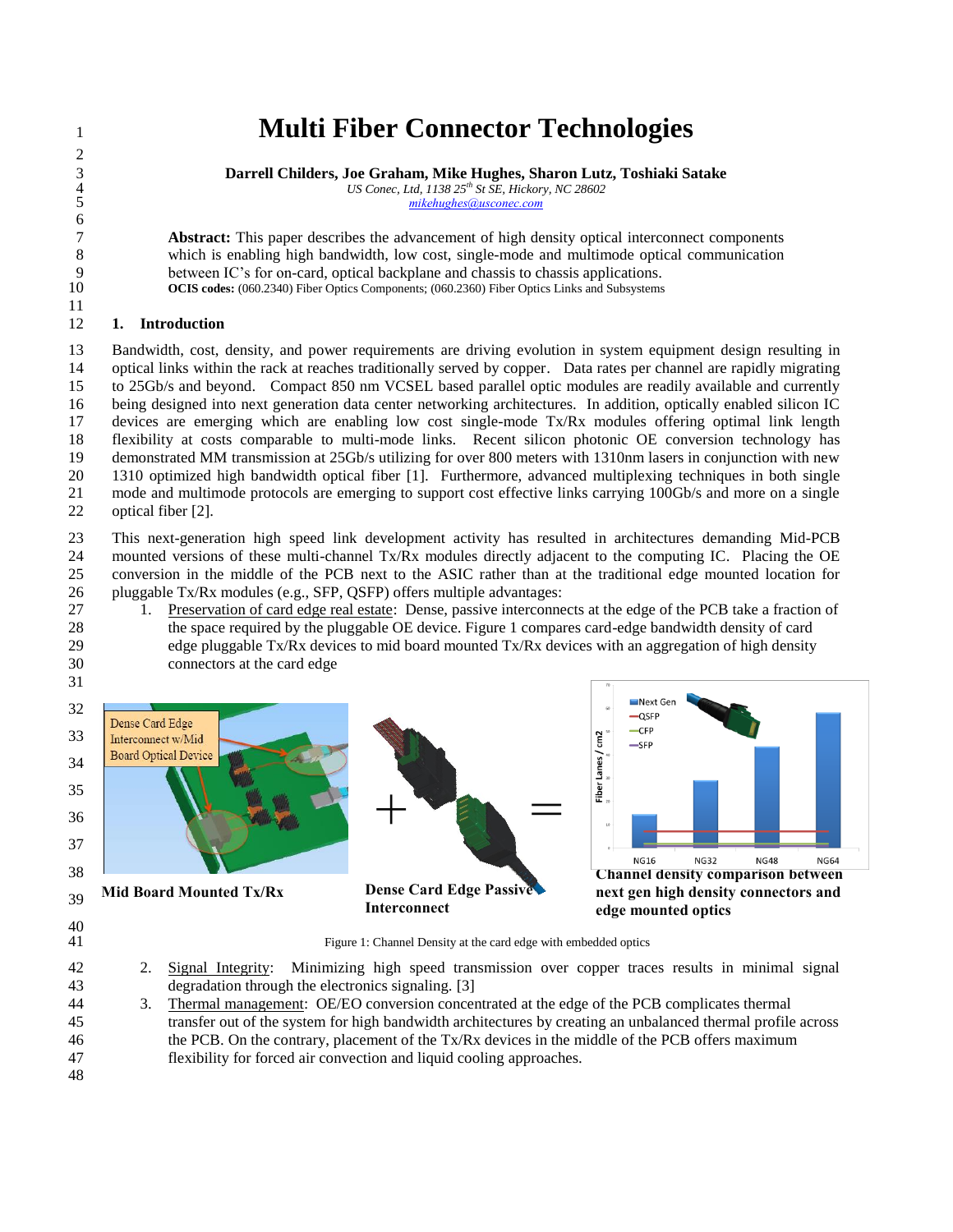# Multi Fiber Connector Technologies

**Darrell Childers, Joe Graham, Mike Hughes, Sharon Lutz, Toshiaki Satake**

*US Conec, Ltd, 1138 25th St SE, Hickory, NC 28602*

*mikehughes@usconec.com*

**Abstract:** This paper describes the advancement of high density optical interconnect components which is enabling high bandwidth, low cost, single-mode and multimode optical communication between IC's for on-card, optical backplane and chassis to chassis applications.

**OCIS codes:** (060.2340) Fiber Optics Components; (060.2360) Fiber Optics Links and Subsystems

## 1. Introduction

Bandwidth, cost, density, and power requirements are driving evolution in system equipment design resulting in optical links within the rack at reaches traditionally served by copper. Data rates per channel are rapidly migrating to 25Gb/s and beyond. Compact 850 nm VCSEL based parallel optic modules are readily available and currently being designed into next generation data center networking architectures. In addition, optically enabled silicon IC devices are emerging which are enabling low cost single-mode Tx/Rx modules offering optimal link length flexibility at costs comparable to multi-mode links. Recent silicon photonic OE conversion technology has demonstrated MM transmission at 25Gb/s utilizing for over 800 meters with 1310nm lasers in conjunction with new 1310 optimized high bandwidth optical fiber [1]. Furthermore, advanced multiplexing techniques in both single mode and multimode protocols are emerging to support cost effective links carrying 100Gb/s and more on a single optical fiber [2].

This next-generation high speed link development activity has resulted in architectures demanding Mid-PCB mounted versions of these multi-channel Tx/Rx modules directly adjacent to the computing IC. Placing the OE conversion in the middle of the PCB next to the ASIC rather than at the traditional edge mounted location for pluggable Tx/Rx modules (e.g., SFP, QSFP) offers multiple advantages:

1. Preservation of card edge real estate: Dense, passive interconnects at the edge of the PCB take a fraction of the space required by the pluggable OE device. Figure 1 compares card-edge bandwidth density of card edge pluggable Tx/Rx devices to mid board mounted Tx/Rx devices with an aggregation of high density connectors at the card edge

Dense Card Edge Interconnect w/Mid Board Optical Device

**Mid Board Mounted Tx/Rx**

**Dense Card Edge Passive Interconnect**

**Channel density comparison between next gen high density connectors and edge mounted optics**

Figure 1: Channel Density at the card edge with embedded optics

2. Signal Integrity: Minimizing high speed transmission over copper traces results in minimal signal degradation through the electronics signaling. [3]
3. Thermal management: OE/EO conversion concentrated at the edge of the PCB complicates thermal transfer out of the system for high bandwidth architectures by creating an unbalanced thermal profile across the PCB. On the contrary, placement of the Tx/Rx devices in the middle of the PCB offers maximum flexibility for forced air convection and liquid cooling approaches.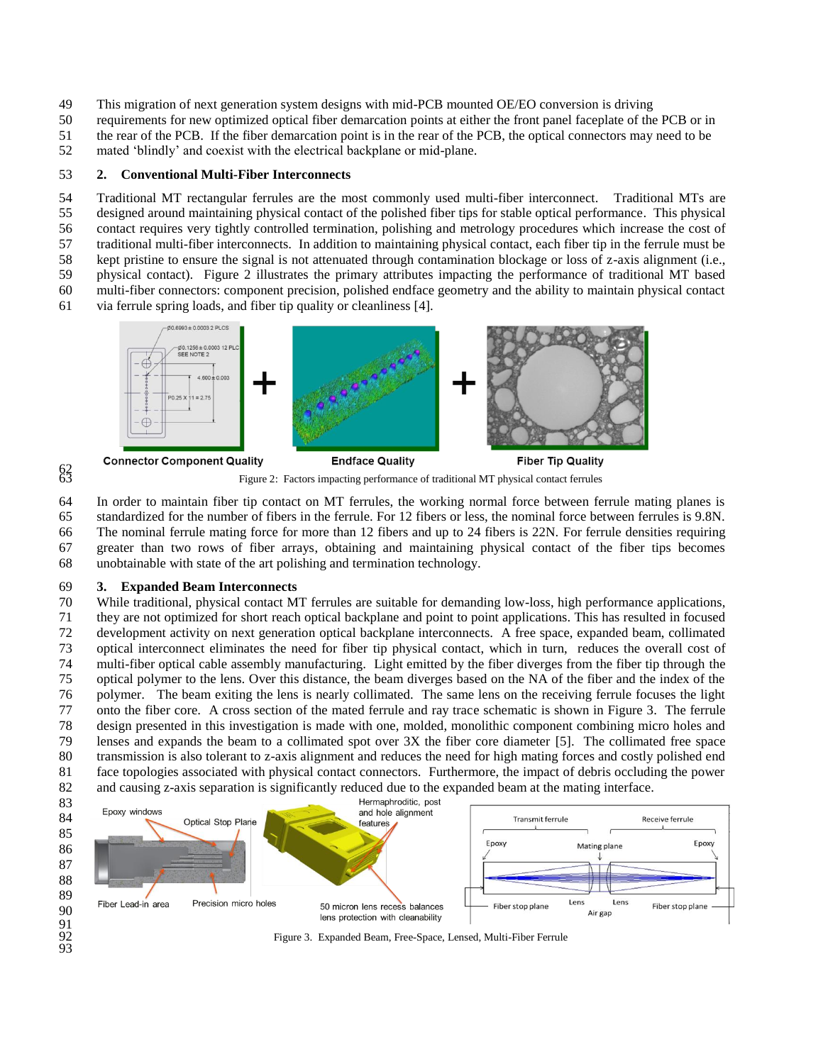This migration of next generation system designs with mid-PCB mounted OE/EO conversion is driving requirements for new optimized optical fiber demarcation points at either the front panel faceplate of the PCB or in the rear of the PCB. If the fiber demarcation point is in the rear of the PCB, the optical connectors may need to be mated 'blindly' and coexist with the electrical backplane or mid-plane.

## 2. Conventional Multi-Fiber Interconnects

Traditional MT rectangular ferrules are the most commonly used multi-fiber interconnect. Traditional MTs are designed around maintaining physical contact of the polished fiber tips for stable optical performance. This physical contact requires very tightly controlled termination, polishing and metrology procedures which increase the cost of traditional multi-fiber interconnects. In addition to maintaining physical contact, each fiber tip in the ferrule must be kept pristine to ensure the signal is not attenuated through contamination blockage or loss of z-axis alignment (i.e., physical contact). Figure 2 illustrates the primary attributes impacting the performance of traditional MT based multi-fiber connectors: component precision, polished endface geometry and the ability to maintain physical contact via ferrule spring loads, and fiber tip quality or cleanliness [4].

Figure 2: Factors impacting performance of traditional MT physical contact ferrules

In order to maintain fiber tip contact on MT ferrules, the working normal force between ferrule mating planes is standardized for the number of fibers in the ferrule. For 12 fibers or less, the nominal force between ferrules is 9.8N. The nominal ferrule mating force for more than 12 fibers and up to 24 fibers is 22N. For ferrule densities requiring greater than two rows of fiber arrays, obtaining and maintaining physical contact of the fiber tips becomes unobtainable with state of the art polishing and termination technology.

## 3. Expanded Beam Interconnects

While traditional, physical contact MT ferrules are suitable for demanding low-loss, high performance applications, they are not optimized for short reach optical backplane and point to point applications. This has resulted in focused development activity on next generation optical backplane interconnects. A free space, expanded beam, collimated optical interconnect eliminates the need for fiber tip physical contact, which in turn, reduces the overall cost of multi-fiber optical cable assembly manufacturing. Light emitted by the fiber diverges from the fiber tip through the optical polymer to the lens. Over this distance, the beam diverges based on the NA of the fiber and the index of the polymer. The beam exiting the lens is nearly collimated. The same lens on the receiving ferrule focuses the light onto the fiber core. A cross section of the mated ferrule and ray trace schematic is shown in Figure 3. The ferrule design presented in this investigation is made with one, molded, monolithic component combining micro holes and lenses and expands the beam to a collimated spot over 3X the fiber core diameter [5]. The collimated free space transmission is also tolerant to z-axis alignment and reduces the need for high mating forces and costly polished end face topologies associated with physical contact connectors. Furthermore, the impact of debris occluding the power and causing z-axis separation is significantly reduced due to the expanded beam at the mating interface.

Figure 3. Expanded Beam, Free-Space, Lensed, Multi-Fiber Ferrule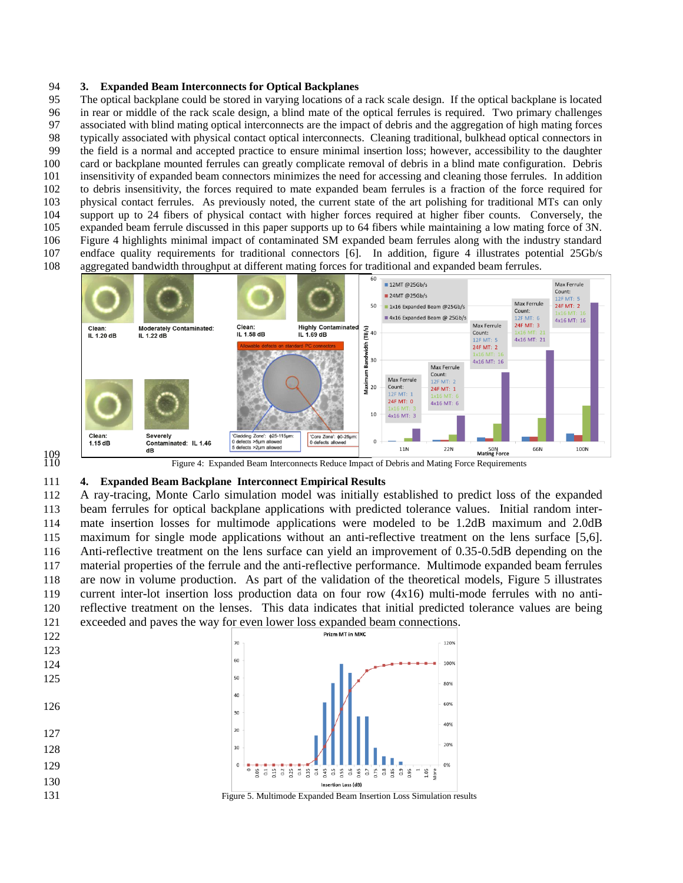## 3. Expanded Beam Interconnects for Optical Backplanes

The optical backplane could be stored in varying locations of a rack scale design. If the optical backplane is located in rear or middle of the rack scale design, a blind mate of the optical ferrules is required. Two primary challenges associated with blind mating optical interconnects are the impact of debris and the aggregation of high mating forces typically associated with physical contact optical interconnects. Cleaning traditional, bulkhead optical connectors in the field is a normal and accepted practice to ensure minimal insertion loss; however, accessibility to the daughter card or backplane mounted ferrules can greatly complicate removal of debris in a blind mate configuration. Debris insensitivity of expanded beam connectors minimizes the need for accessing and cleaning those ferrules. In addition to debris insensitivity, the forces required to mate expanded beam ferrules is a fraction of the force required for physical contact ferrules. As previously noted, the current state of the art polishing for traditional MTs can only support up to 24 fibers of physical contact with higher forces required at higher fiber counts. Conversely, the expanded beam ferrule discussed in this paper supports up to 64 fibers while maintaining a low mating force of 3N. Figure 4 highlights minimal impact of contaminated SM expanded beam ferrules along with the industry standard endface quality requirements for traditional connectors [6]. In addition, figure 4 illustrates potential 25Gb/s aggregated bandwidth throughput at different mating forces for traditional and expanded beam ferrules.

Figure 4: Expanded Beam Interconnects Reduce Impact of Debris and Mating Force Requirements

## 4. Expanded Beam Backplane Interconnect Empirical Results

A ray-tracing, Monte Carlo simulation model was initially established to predict loss of the expanded beam ferrules for optical backplane applications with predicted tolerance values. Initial random inter-mate insertion losses for multimode applications were modeled to be 1.2dB maximum and 2.0dB maximum for single mode applications without an anti-reflective treatment on the lens surface [5,6]. Anti-reflective treatment on the lens surface can yield an improvement of 0.35-0.5dB depending on the material properties of the ferrule and the anti-reflective performance. Multimode expanded beam ferrules are now in volume production. As part of the validation of the theoretical models, Figure 5 illustrates current inter-lot insertion loss production data on four row (4x16) multi-mode ferrules with no anti-reflective treatment on the lenses. This data indicates that initial predicted tolerance values are being exceeded and paves the way for even lower loss expanded beam connections.

Figure 5. Multimode Expanded Beam Insertion Loss Simulation results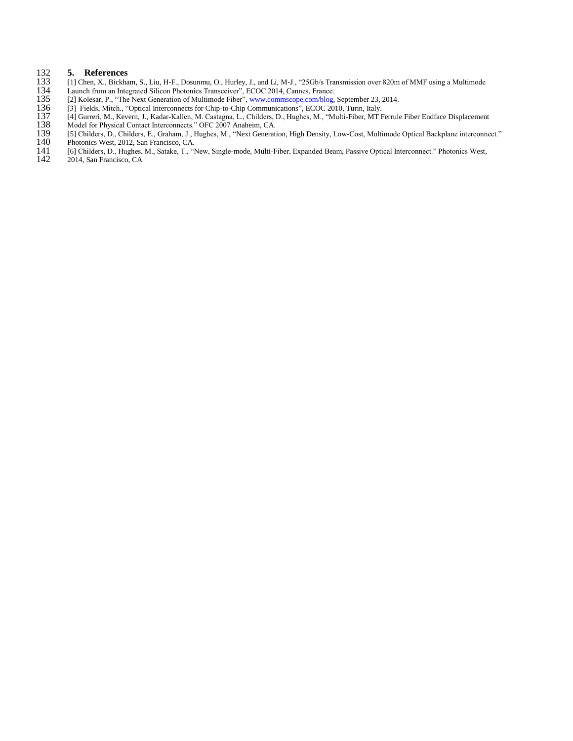## 5. References

[1] Chen, X., Bickham, S., Liu, H-F., Dosunmu, O., Hurley, J., and Li, M-J., "25Gb/s Transmission over 820m of MMF using a Multimode Launch from an Integrated Silicon Photonics Transceiver", ECOC 2014, Cannes, France.

[2] Kolesar, P., "The Next Generation of Multimode Fiber", www.commscope.com/blog, September 23, 2014.

[3] Fields, Mitch., "Optical Interconnects for Chip-to-Chip Communications", ECOC 2010, Turin, Italy.

[4] Gurreri, M., Kevern, J., Kadar-Kallen, M. Castagna, L., Childers, D., Hughes, M., "Multi-Fiber, MT Ferrule Fiber Endface Displacement Model for Physical Contact Interconnects." OFC 2007 Anaheim, CA.

[5] Childers, D., Childers, E., Graham, J., Hughes, M., "Next Generation, High Density, Low-Cost, Multimode Optical Backplane interconnect." Photonics West, 2012, San Francisco, CA.

[6] Childers, D., Hughes, M., Satake, T., "New, Single-mode, Multi-Fiber, Expanded Beam, Passive Optical Interconnect." Photonics West, 2014, San Francisco, CA